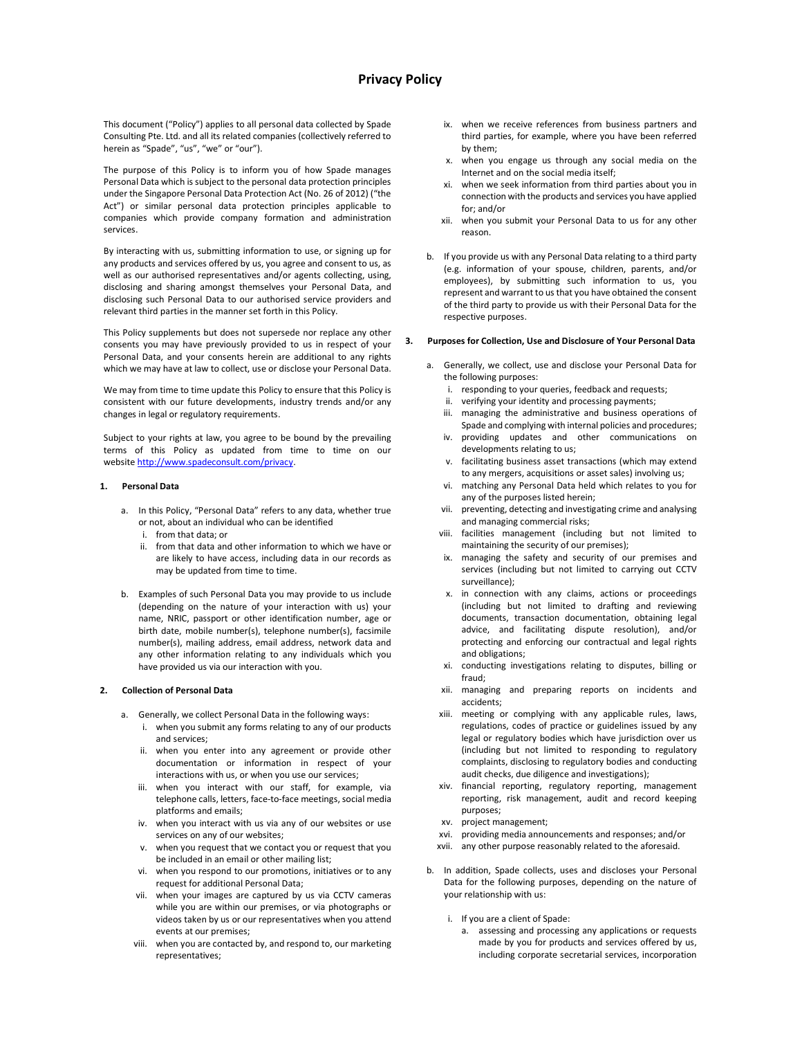# Privacy Policy

This document ("Policy") applies to all personal data collected by Spade Consulting Pte. Ltd. and all its related companies (collectively referred to herein as "Spade", "us", "we" or "our").

The purpose of this Policy is to inform you of how Spade manages Personal Data which is subject to the personal data protection principles under the Singapore Personal Data Protection Act (No. 26 of 2012) ("the Act") or similar personal data protection principles applicable to companies which provide company formation and administration services.

By interacting with us, submitting information to use, or signing up for any products and services offered by us, you agree and consent to us, as well as our authorised representatives and/or agents collecting, using, disclosing and sharing amongst themselves your Personal Data, and disclosing such Personal Data to our authorised service providers and relevant third parties in the manner set forth in this Policy.

This Policy supplements but does not supersede nor replace any other consents you may have previously provided to us in respect of your Personal Data, and your consents herein are additional to any rights which we may have at law to collect, use or disclose your Personal Data.

We may from time to time update this Policy to ensure that this Policy is consistent with our future developments, industry trends and/or any changes in legal or regulatory requirements.

Subject to your rights at law, you agree to be bound by the prevailing terms of this Policy as updated from time to time on our website http://www.spadeconsult.com/privacy.

## 1. Personal Data

a. In this Policy, "Personal Data" refers to any data, whether true or not, about an individual who can be identified
   i. from that data; or
   ii. from that data and other information to which we have or are likely to have access, including data in our records as may be updated from time to time.

b. Examples of such Personal Data you may provide to us include (depending on the nature of your interaction with us) your name, NRIC, passport or other identification number, age or birth date, mobile number(s), telephone number(s), facsimile number(s), mailing address, email address, network data and any other information relating to any individuals which you have provided us via our interaction with you.

## 2. Collection of Personal Data

a. Generally, we collect Personal Data in the following ways:
   i. when you submit any forms relating to any of our products and services;
   ii. when you enter into any agreement or provide other documentation or information in respect of your interactions with us, or when you use our services;
   iii. when you interact with our staff, for example, via telephone calls, letters, face-to-face meetings, social media platforms and emails;
   iv. when you interact with us via any of our websites or use services on any of our websites;
   v. when you request that we contact you or request that you be included in an email or other mailing list;
   vi. when you respond to our promotions, initiatives or to any request for additional Personal Data;
   vii. when your images are captured by us via CCTV cameras while you are within our premises, or via photographs or videos taken by us or our representatives when you attend events at our premises;
   viii. when you are contacted by, and respond to, our marketing representatives;
   ix. when we receive references from business partners and third parties, for example, where you have been referred by them;
   x. when you engage us through any social media on the Internet and on the social media itself;
   xi. when we seek information from third parties about you in connection with the products and services you have applied for; and/or
   xii. when you submit your Personal Data to us for any other reason.

b. If you provide us with any Personal Data relating to a third party (e.g. information of your spouse, children, parents, and/or employees), by submitting such information to us, you represent and warrant to us that you have obtained the consent of the third party to provide us with their Personal Data for the respective purposes.

## 3. Purposes for Collection, Use and Disclosure of Your Personal Data

a. Generally, we collect, use and disclose your Personal Data for the following purposes:
   i. responding to your queries, feedback and requests;
   ii. verifying your identity and processing payments;
   iii. managing the administrative and business operations of Spade and complying with internal policies and procedures;
   iv. providing updates and other communications on developments relating to us;
   v. facilitating business asset transactions (which may extend to any mergers, acquisitions or asset sales) involving us;
   vi. matching any Personal Data held which relates to you for any of the purposes listed herein;
   vii. preventing, detecting and investigating crime and analysing and managing commercial risks;
   viii. facilities management (including but not limited to maintaining the security of our premises);
   ix. managing the safety and security of our premises and services (including but not limited to carrying out CCTV surveillance);
   x. in connection with any claims, actions or proceedings (including but not limited to drafting and reviewing documents, transaction documentation, obtaining legal advice, and facilitating dispute resolution), and/or protecting and enforcing our contractual and legal rights and obligations;
   xi. conducting investigations relating to disputes, billing or fraud;
   xii. managing and preparing reports on incidents and accidents;
   xiii. meeting or complying with any applicable rules, laws, regulations, codes of practice or guidelines issued by any legal or regulatory bodies which have jurisdiction over us (including but not limited to responding to regulatory complaints, disclosing to regulatory bodies and conducting audit checks, due diligence and investigations);
   xiv. financial reporting, regulatory reporting, management reporting, risk management, audit and record keeping purposes;
   xv. project management;
   xvi. providing media announcements and responses; and/or
   xvii. any other purpose reasonably related to the aforesaid.

b. In addition, Spade collects, uses and discloses your Personal Data for the following purposes, depending on the nature of your relationship with us:

   i. If you are a client of Spade:
      a. assessing and processing any applications or requests made by you for products and services offered by us, including corporate secretarial services, incorporation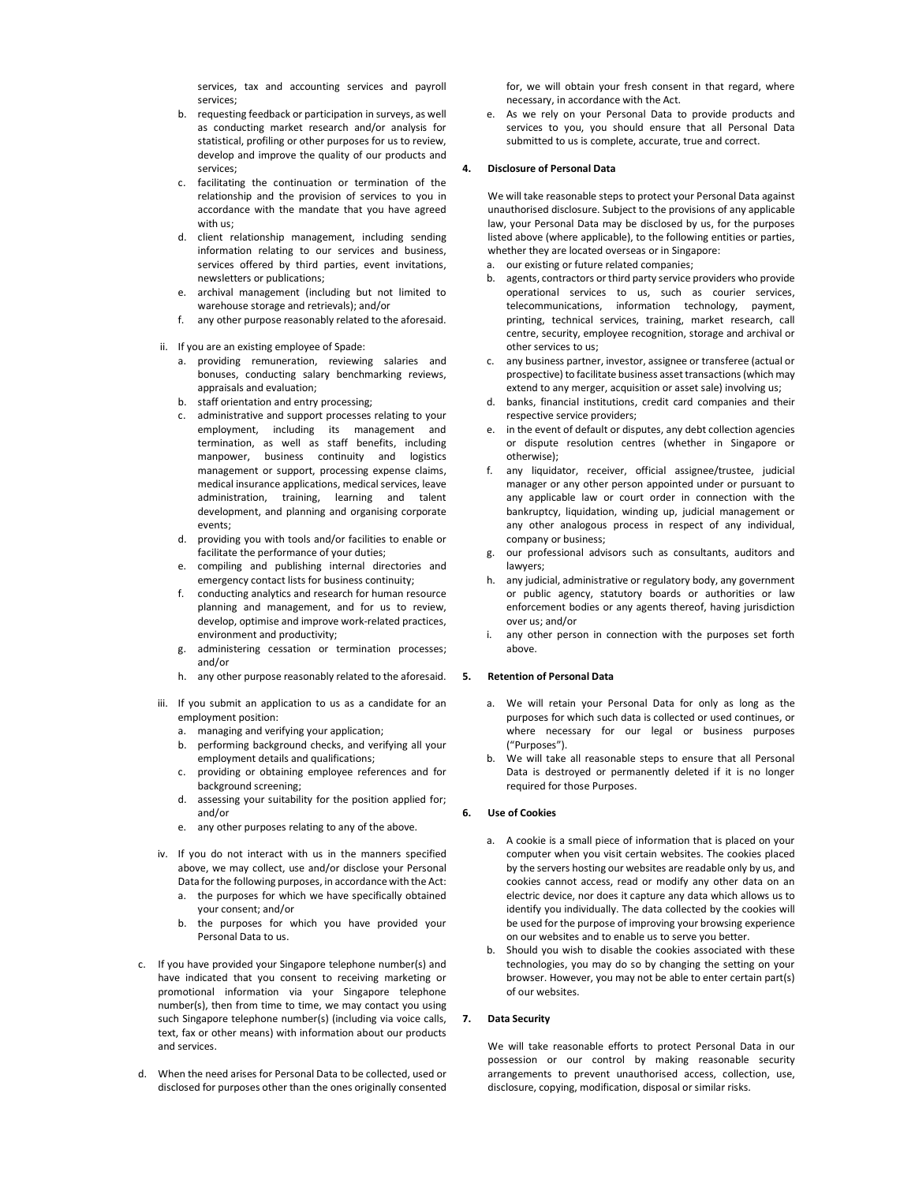services, tax and accounting services and payroll services;

b. requesting feedback or participation in surveys, as well as conducting market research and/or analysis for statistical, profiling or other purposes for us to review, develop and improve the quality of our products and services;

c. facilitating the continuation or termination of the relationship and the provision of services to you in accordance with the mandate that you have agreed with us;

d. client relationship management, including sending information relating to our services and business, services offered by third parties, event invitations, newsletters or publications;

e. archival management (including but not limited to warehouse storage and retrievals); and/or

f. any other purpose reasonably related to the aforesaid.

ii. If you are an existing employee of Spade:

a. providing remuneration, reviewing salaries and bonuses, conducting salary benchmarking reviews, appraisals and evaluation;

b. staff orientation and entry processing;

c. administrative and support processes relating to your employment, including its management and termination, as well as staff benefits, including manpower, business continuity and logistics management or support, processing expense claims, medical insurance applications, medical services, leave administration, training, learning and talent development, and planning and organising corporate events;

d. providing you with tools and/or facilities to enable or facilitate the performance of your duties;

e. compiling and publishing internal directories and emergency contact lists for business continuity;

f. conducting analytics and research for human resource planning and management, and for us to review, develop, optimise and improve work-related practices, environment and productivity;

g. administering cessation or termination processes; and/or

h. any other purpose reasonably related to the aforesaid.

iii. If you submit an application to us as a candidate for an employment position:

a. managing and verifying your application;

b. performing background checks, and verifying all your employment details and qualifications;

c. providing or obtaining employee references and for background screening;

d. assessing your suitability for the position applied for; and/or

e. any other purposes relating to any of the above.

iv. If you do not interact with us in the manners specified above, we may collect, use and/or disclose your Personal Data for the following purposes, in accordance with the Act:

a. the purposes for which we have specifically obtained your consent; and/or

b. the purposes for which you have provided your Personal Data to us.

c. If you have provided your Singapore telephone number(s) and have indicated that you consent to receiving marketing or promotional information via your Singapore telephone number(s), then from time to time, we may contact you using such Singapore telephone number(s) (including via voice calls, text, fax or other means) with information about our products and services.

d. When the need arises for Personal Data to be collected, used or disclosed for purposes other than the ones originally consented for, we will obtain your fresh consent in that regard, where necessary, in accordance with the Act.

e. As we rely on your Personal Data to provide products and services to you, you should ensure that all Personal Data submitted to us is complete, accurate, true and correct.

## 4. Disclosure of Personal Data

We will take reasonable steps to protect your Personal Data against unauthorised disclosure. Subject to the provisions of any applicable law, your Personal Data may be disclosed by us, for the purposes listed above (where applicable), to the following entities or parties, whether they are located overseas or in Singapore:

a. our existing or future related companies;

b. agents, contractors or third party service providers who provide operational services to us, such as courier services, telecommunications, information technology, payment, printing, technical services, training, market research, call centre, security, employee recognition, storage and archival or other services to us;

c. any business partner, investor, assignee or transferee (actual or prospective) to facilitate business asset transactions (which may extend to any merger, acquisition or asset sale) involving us;

d. banks, financial institutions, credit card companies and their respective service providers;

e. in the event of default or disputes, any debt collection agencies or dispute resolution centres (whether in Singapore or otherwise);

f. any liquidator, receiver, official assignee/trustee, judicial manager or any other person appointed under or pursuant to any applicable law or court order in connection with the bankruptcy, liquidation, winding up, judicial management or any other analogous process in respect of any individual, company or business;

g. our professional advisors such as consultants, auditors and lawyers;

h. any judicial, administrative or regulatory body, any government or public agency, statutory boards or authorities or law enforcement bodies or any agents thereof, having jurisdiction over us; and/or

i. any other person in connection with the purposes set forth above.

## 5. Retention of Personal Data

a. We will retain your Personal Data for only as long as the purposes for which such data is collected or used continues, or where necessary for our legal or business purposes ("Purposes").

b. We will take all reasonable steps to ensure that all Personal Data is destroyed or permanently deleted if it is no longer required for those Purposes.

## 6. Use of Cookies

a. A cookie is a small piece of information that is placed on your computer when you visit certain websites. The cookies placed by the servers hosting our websites are readable only by us, and cookies cannot access, read or modify any other data on an electric device, nor does it capture any data which allows us to identify you individually. The data collected by the cookies will be used for the purpose of improving your browsing experience on our websites and to enable us to serve you better.

b. Should you wish to disable the cookies associated with these technologies, you may do so by changing the setting on your browser. However, you may not be able to enter certain part(s) of our websites.

## 7. Data Security

We will take reasonable efforts to protect Personal Data in our possession or our control by making reasonable security arrangements to prevent unauthorised access, collection, use, disclosure, copying, modification, disposal or similar risks.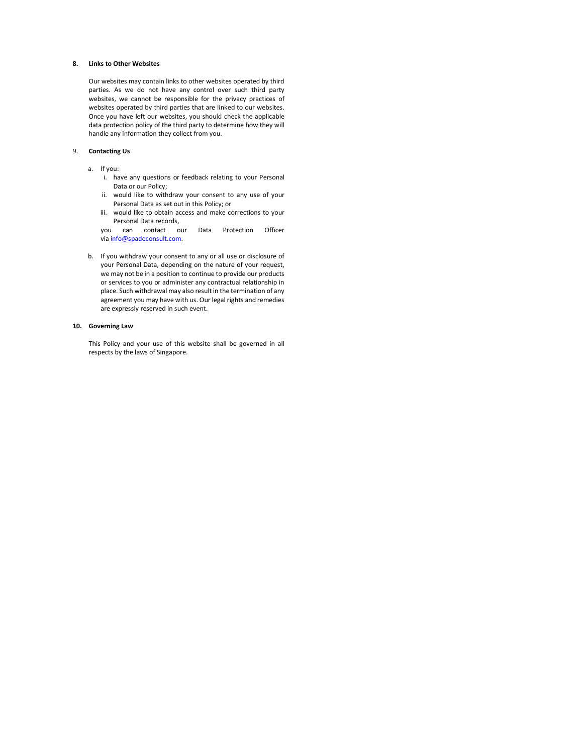**8. Links to Other Websites**

Our websites may contain links to other websites operated by third parties. As we do not have any control over such third party websites, we cannot be responsible for the privacy practices of websites operated by third parties that are linked to our websites. Once you have left our websites, you should check the applicable data protection policy of the third party to determine how they will handle any information they collect from you.

9. **Contacting Us**

a. If you:
   i. have any questions or feedback relating to your Personal Data or our Policy;
   ii. would like to withdraw your consent to any use of your Personal Data as set out in this Policy; or
   iii. would like to obtain access and make corrections to your Personal Data records,

   you can contact our Data Protection Officer via info@spadeconsult.com.

b. If you withdraw your consent to any or all use or disclosure of your Personal Data, depending on the nature of your request, we may not be in a position to continue to provide our products or services to you or administer any contractual relationship in place. Such withdrawal may also result in the termination of any agreement you may have with us. Our legal rights and remedies are expressly reserved in such event.

**10. Governing Law**

This Policy and your use of this website shall be governed in all respects by the laws of Singapore.